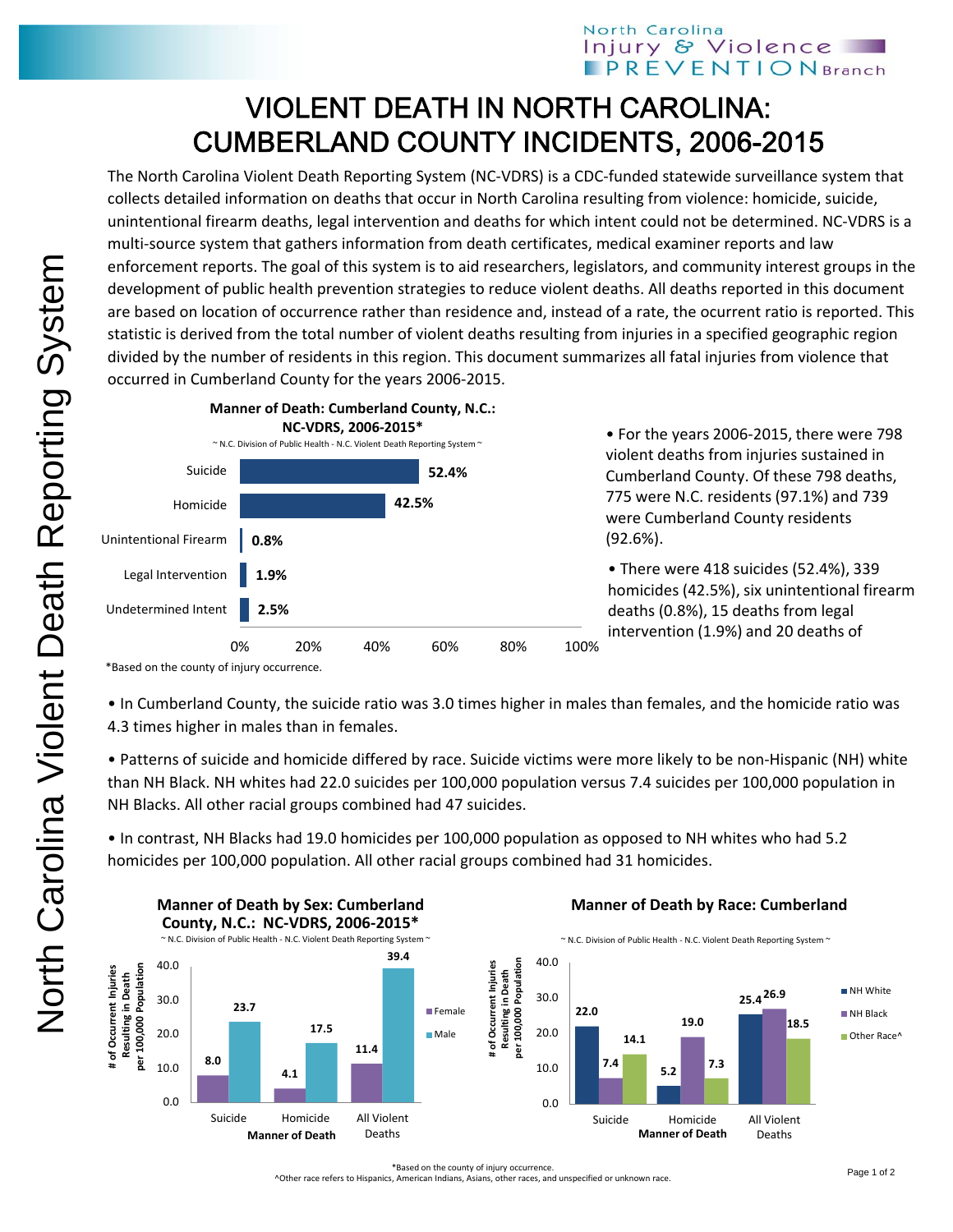# VIOLENT DEATH IN NORTH CAROLINA: CUMBERLAND COUNTY INCIDENTS, 2006-2015

The North Carolina Violent Death Reporting System (NC-VDRS) is a CDC-funded statewide surveillance system that collects detailed information on deaths that occur in North Carolina resulting from violence: homicide, suicide, unintentional firearm deaths, legal intervention and deaths for which intent could not be determined. NC-VDRS is a multi-source system that gathers information from death certificates, medical examiner reports and law enforcement reports. The goal of this system is to aid researchers, legislators, and community interest groups in the development of public health prevention strategies to reduce violent deaths. All deaths reported in this document are based on location of occurrence rather than residence and, instead of a rate, the ocurrent ratio is reported. This statistic is derived from the total number of violent deaths resulting from injuries in a specified geographic region divided by the number of residents in this region. This document summarizes all fatal injuries from violence that occurred in Cumberland County for the years 2006-2015.

**Manner of Death: Cumberland County, N.C.: NC-VDRS, 2006-2015***

~ N.C. Division of Public Health - N.C. Violent Death Reporting System ~

| Manner of Death | Percent |
|---|---|
| Suicide | 52.4% |
| Homicide | 42.5% |
| Unintentional Firearm | 0.8% |
| Legal Intervention | 1.9% |
| Undetermined Intent | 2.5% |

*Based on the county of injury occurrence.

- For the years 2006-2015, there were 798 violent deaths from injuries sustained in Cumberland County. Of these 798 deaths, 775 were N.C. residents (97.1%) and 739 were Cumberland County residents (92.6%).

- There were 418 suicides (52.4%), 339 homicides (42.5%), six unintentional firearm deaths (0.8%), 15 deaths from legal intervention (1.9%) and 20 deaths of

- In Cumberland County, the suicide ratio was 3.0 times higher in males than females, and the homicide ratio was 4.3 times higher in males than in females.

- Patterns of suicide and homicide differed by race. Suicide victims were more likely to be non-Hispanic (NH) white than NH Black. NH whites had 22.0 suicides per 100,000 population versus 7.4 suicides per 100,000 population in NH Blacks. All other racial groups combined had 47 suicides.

- In contrast, NH Blacks had 19.0 homicides per 100,000 population as opposed to NH whites who had 5.2 homicides per 100,000 population. All other racial groups combined had 31 homicides.

**Manner of Death by Sex: Cumberland County, N.C.: NC-VDRS, 2006-2015***

~ N.C. Division of Public Health - N.C. Violent Death Reporting System ~

# of Occurrent Injuries Resulting in Death per 100,000 Population

| Manner of Death | Female | Male |
|---|---|---|
| Suicide | 8.0 | 23.7 |
| Homicide | 4.1 | 17.5 |
| All Violent Deaths | 11.4 | 39.4 |

**Manner of Death by Race: Cumberland**

~ N.C. Division of Public Health - N.C. Violent Death Reporting System ~

# of Occurrent Injuries Resulting in Death per 100,000 Population

| Manner of Death | NH White | NH Black | Other Race^ |
|---|---|---|---|
| Suicide | 22.0 | 7.4 | 14.1 |
| Homicide | 5.2 | 19.0 | 7.3 |
| All Violent Deaths | 25.4 | 26.9 | 18.5 |

*Based on the county of injury occurrence.
^Other race refers to Hispanics, American Indians, Asians, other races, and unspecified or unknown race.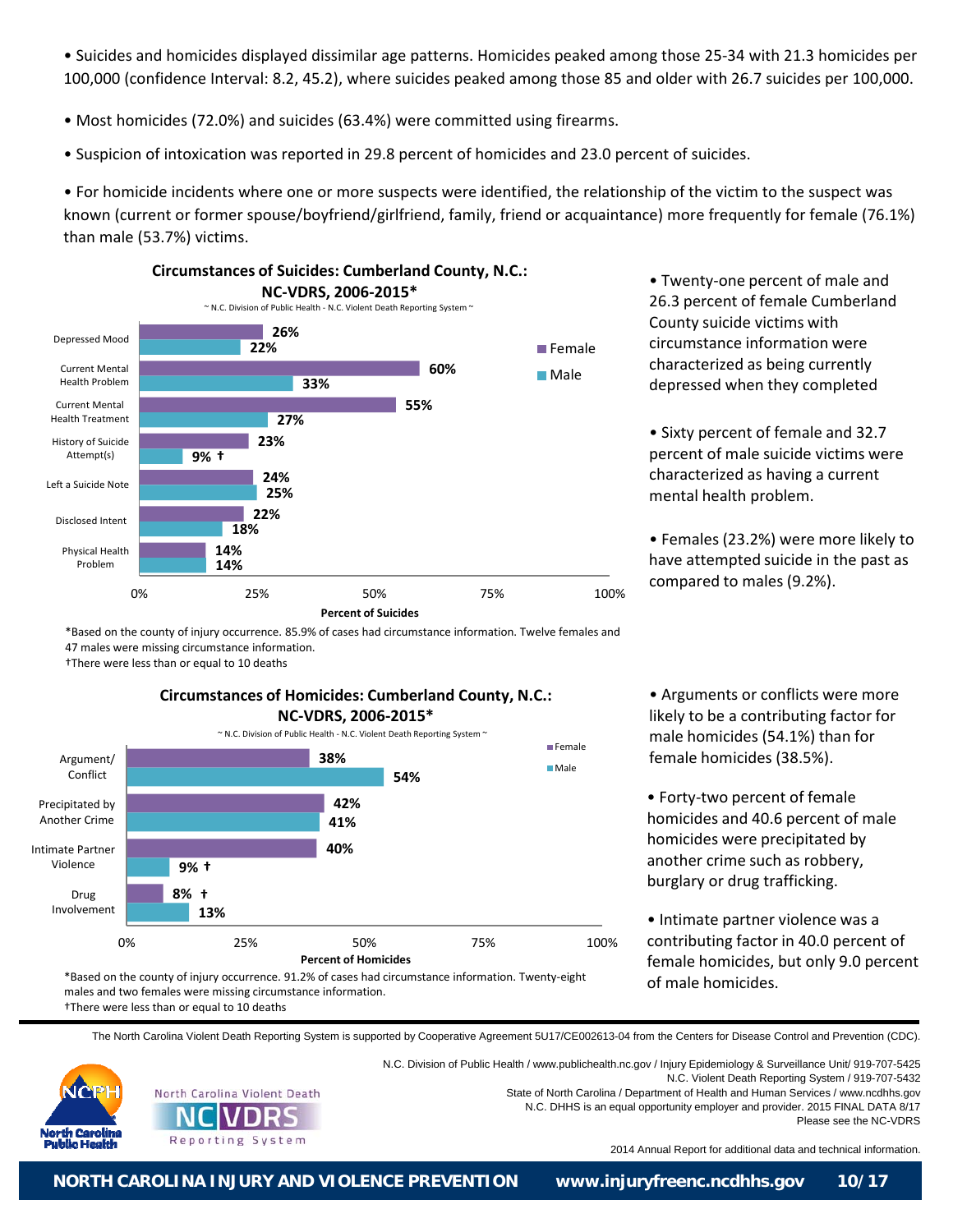• Suicides and homicides displayed dissimilar age patterns. Homicides peaked among those 25-34 with 21.3 homicides per 100,000 (confidence Interval: 8.2, 45.2), where suicides peaked among those 85 and older with 26.7 suicides per 100,000.

• Most homicides (72.0%) and suicides (63.4%) were committed using firearms.

• Suspicion of intoxication was reported in 29.8 percent of homicides and 23.0 percent of suicides.

• For homicide incidents where one or more suspects were identified, the relationship of the victim to the suspect was known (current or former spouse/boyfriend/girlfriend, family, friend or acquaintance) more frequently for female (76.1%) than male (53.7%) victims.

**Circumstances of Suicides: Cumberland County, N.C.: NC-VDRS, 2006-2015***

~ N.C. Division of Public Health - N.C. Violent Death Reporting System ~

Female
Male

Depressed Mood: 26%, 22%
Current Mental Health Problem: 60%, 33%
Current Mental Health Treatment: 55%, 27%
History of Suicide Attempt(s): 23%, 9% †
Left a Suicide Note: 24%, 25%
Disclosed Intent: 22%, 18%
Physical Health Problem: 14%, 14%

0% 25% 50% 75% 100%

Percent of Suicides

*Based on the county of injury occurrence. 85.9% of cases had circumstance information. Twelve females and 47 males were missing circumstance information.
†There were less than or equal to 10 deaths

• Twenty-one percent of male and 26.3 percent of female Cumberland County suicide victims with circumstance information were characterized as being currently depressed when they completed

• Sixty percent of female and 32.7 percent of male suicide victims were characterized as having a current mental health problem.

• Females (23.2%) were more likely to have attempted suicide in the past as compared to males (9.2%).

**Circumstances of Homicides: Cumberland County, N.C.: NC-VDRS, 2006-2015***

~ N.C. Division of Public Health - N.C. Violent Death Reporting System ~

Female
Male

Argument/ Conflict: 38%, 54%
Precipitated by Another Crime: 42%, 41%
Intimate Partner Violence: 40%, 9% †
Drug Involvement: 8% †, 13%

0% 25% 50% 75% 100%

Percent of Homicides

*Based on the county of injury occurrence. 91.2% of cases had circumstance information. Twenty-eight males and two females were missing circumstance information.
†There were less than or equal to 10 deaths

• Arguments or conflicts were more likely to be a contributing factor for male homicides (54.1%) than for female homicides (38.5%).

• Forty-two percent of female homicides and 40.6 percent of male homicides were precipitated by another crime such as robbery, burglary or drug trafficking.

• Intimate partner violence was a contributing factor in 40.0 percent of female homicides, but only 9.0 percent of male homicides.

The North Carolina Violent Death Reporting System is supported by Cooperative Agreement 5U17/CE002613-04 from the Centers for Disease Control and Prevention (CDC).

N.C. Division of Public Health / www.publichealth.nc.gov / Injury Epidemiology & Surveillance Unit/ 919-707-5425
N.C. Violent Death Reporting System / 919-707-5432
State of North Carolina / Department of Health and Human Services / www.ncdhhs.gov
N.C. DHHS is an equal opportunity employer and provider. 2015 FINAL DATA 8/17
Please see the NC-VDRS 2014 Annual Report for additional data and technical information.

NORTH CAROLINA INJURY AND VIOLENCE PREVENTION www.injuryfreenc.ncdhhs.gov